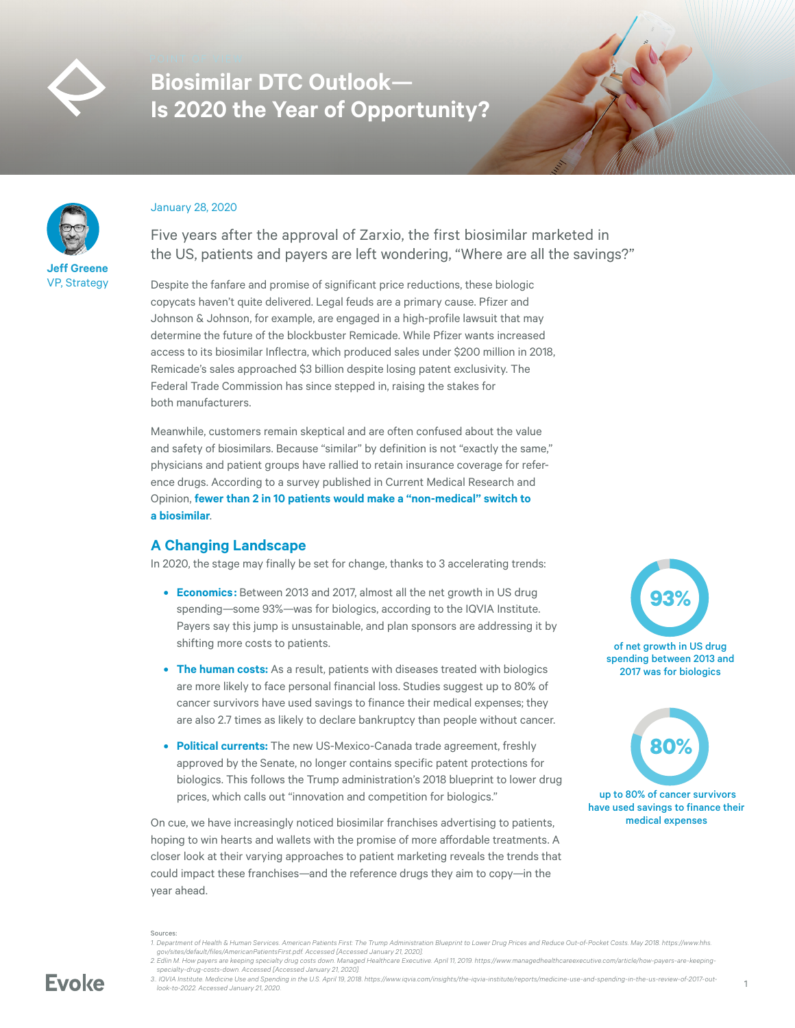# Biosimilar DTC Outlook—Is 2020 the Year of Opportunity?

**Jeff Greene**
VP, Strategy

January 28, 2020

Five years after the approval of Zarxio, the first biosimilar marketed in the US, patients and payers are left wondering, "Where are all the savings?"

Despite the fanfare and promise of significant price reductions, these biologic copycats haven't quite delivered. Legal feuds are a primary cause. Pfizer and Johnson & Johnson, for example, are engaged in a high-profile lawsuit that may determine the future of the blockbuster Remicade. While Pfizer wants increased access to its biosimilar Inflectra, which produced sales under $200 million in 2018, Remicade's sales approached $3 billion despite losing patent exclusivity. The Federal Trade Commission has since stepped in, raising the stakes for both manufacturers.

Meanwhile, customers remain skeptical and are often confused about the value and safety of biosimilars. Because "similar" by definition is not "exactly the same," physicians and patient groups have rallied to retain insurance coverage for reference drugs. According to a survey published in Current Medical Research and Opinion, **fewer than 2 in 10 patients would make a "non-medical" switch to a biosimilar**.

## A Changing Landscape

In 2020, the stage may finally be set for change, thanks to 3 accelerating trends:

- **Economics:** Between 2013 and 2017, almost all the net growth in US drug spending—some 93%—was for biologics, according to the IQVIA Institute. Payers say this jump is unsustainable, and plan sponsors are addressing it by shifting more costs to patients.
- **The human costs:** As a result, patients with diseases treated with biologics are more likely to face personal financial loss. Studies suggest up to 80% of cancer survivors have used savings to finance their medical expenses; they are also 2.7 times as likely to declare bankruptcy than people without cancer.
- **Political currents:** The new US-Mexico-Canada trade agreement, freshly approved by the Senate, no longer contains specific patent protections for biologics. This follows the Trump administration's 2018 blueprint to lower drug prices, which calls out "innovation and competition for biologics."

93%

of net growth in US drug spending between 2013 and 2017 was for biologics

80%

up to 80% of cancer survivors have used savings to finance their medical expenses

On cue, we have increasingly noticed biosimilar franchises advertising to patients, hoping to win hearts and wallets with the promise of more affordable treatments. A closer look at their varying approaches to patient marketing reveals the trends that could impact these franchises—and the reference drugs they aim to copy—in the year ahead.

Sources:
1. Department of Health & Human Services. American Patients First: The Trump Administration Blueprint to Lower Drug Prices and Reduce Out-of-Pocket Costs. May 2018. https://www.hhs.gov/sites/default/files/AmericanPatientsFirst.pdf. Accessed [Accessed January 21, 2020].
2. Edlin M. How payers are keeping specialty drug costs down. Managed Healthcare Executive. April 11, 2019. https://www.managedhealthcareexecutive.com/article/how-payers-are-keeping-specialty-drug-costs-down. Accessed [Accessed January 21, 2020].
3. IQVIA Institute. Medicine Use and Spending in the U.S. April 19, 2018. https://www.iqvia.com/insights/the-iqvia-institute/reports/medicine-use-and-spending-in-the-us-review-of-2017-outlook-to-2022. Accessed January 21, 2020.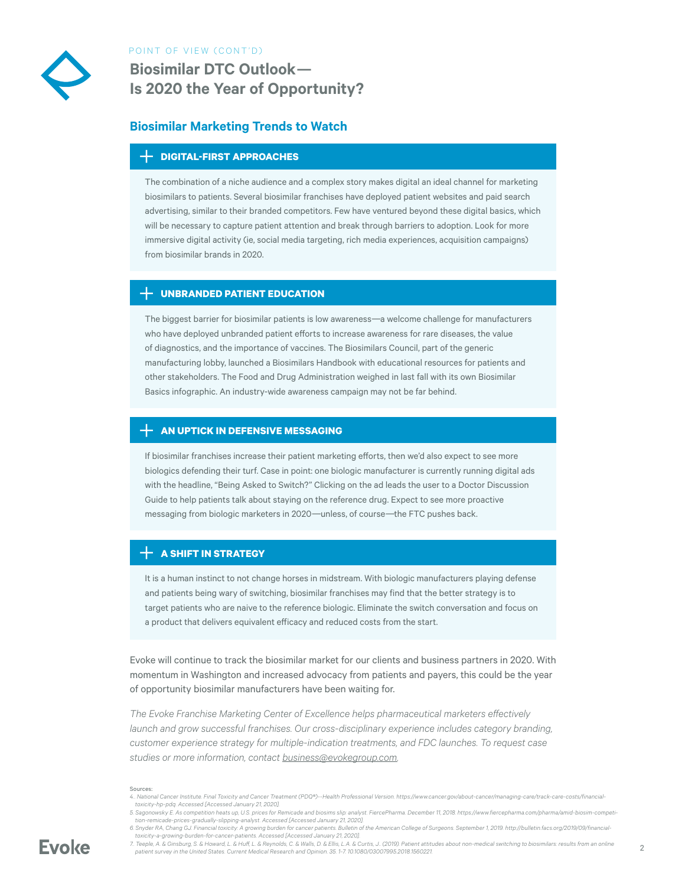POINT OF VIEW (CONT'D)

# Biosimilar DTC Outlook— Is 2020 the Year of Opportunity?

## Biosimilar Marketing Trends to Watch

### + DIGITAL-FIRST APPROACHES

The combination of a niche audience and a complex story makes digital an ideal channel for marketing biosimilars to patients. Several biosimilar franchises have deployed patient websites and paid search advertising, similar to their branded competitors. Few have ventured beyond these digital basics, which will be necessary to capture patient attention and break through barriers to adoption. Look for more immersive digital activity (ie, social media targeting, rich media experiences, acquisition campaigns) from biosimilar brands in 2020.

### + UNBRANDED PATIENT EDUCATION

The biggest barrier for biosimilar patients is low awareness—a welcome challenge for manufacturers who have deployed unbranded patient efforts to increase awareness for rare diseases, the value of diagnostics, and the importance of vaccines. The Biosimilars Council, part of the generic manufacturing lobby, launched a Biosimilars Handbook with educational resources for patients and other stakeholders. The Food and Drug Administration weighed in last fall with its own Biosimilar Basics infographic. An industry-wide awareness campaign may not be far behind.

### + AN UPTICK IN DEFENSIVE MESSAGING

If biosimilar franchises increase their patient marketing efforts, then we'd also expect to see more biologics defending their turf. Case in point: one biologic manufacturer is currently running digital ads with the headline, "Being Asked to Switch?" Clicking on the ad leads the user to a Doctor Discussion Guide to help patients talk about staying on the reference drug. Expect to see more proactive messaging from biologic marketers in 2020—unless, of course—the FTC pushes back.

### + A SHIFT IN STRATEGY

It is a human instinct to not change horses in midstream. With biologic manufacturers playing defense and patients being wary of switching, biosimilar franchises may find that the better strategy is to target patients who are naive to the reference biologic. Eliminate the switch conversation and focus on a product that delivers equivalent efficacy and reduced costs from the start.

Evoke will continue to track the biosimilar market for our clients and business partners in 2020. With momentum in Washington and increased advocacy from patients and payers, this could be the year of opportunity biosimilar manufacturers have been waiting for.

*The Evoke Franchise Marketing Center of Excellence helps pharmaceutical marketers effectively launch and grow successful franchises. Our cross-disciplinary experience includes category branding, customer experience strategy for multiple-indication treatments, and FDC launches. To request case studies or more information, contact business@evokegroup.com.*

Sources:

4.. National Cancer Institute. Final Toxicity and Cancer Treatment (PDQ®)--Health Professional Version. https://www.cancer.gov/about-cancer/managing-care/track-care-costs/financial-toxicity-hp-pdq. Accessed [Accessed January 21, 2020].

5. Sagonowsky E. As competition heats up, U.S. prices for Remicade and biosims slip: analyst. FiercePharma. December 11, 2018. https://www.fiercepharma.com/pharma/amid-biosim-competition-remicade-prices-gradually-slipping-analyst. Accessed [Accessed January 21, 2020].

6. Snyder RA, Chang GJ. Financial toxicity: A growing burden for cancer patients. Bulletin of the American College of Surgeons. September 1, 2019. http://bulletin.facs.org/2019/09/financial-toxicity-a-growing-burden-for-cancer-patients. Accessed [Accessed January 21, 2020].

7. Teeple, A. & Ginsburg, S. & Howard, L. & Huff, L. & Reynolds, C. & Walls, D. & Ellis, L.A. & Curtis, J.. (2019). Patient attitudes about non-medical switching to biosimilars: results from an online patient survey in the United States. Current Medical Research and Opinion. 35. 1-7. 10.1080/03007995.2018.1560221.